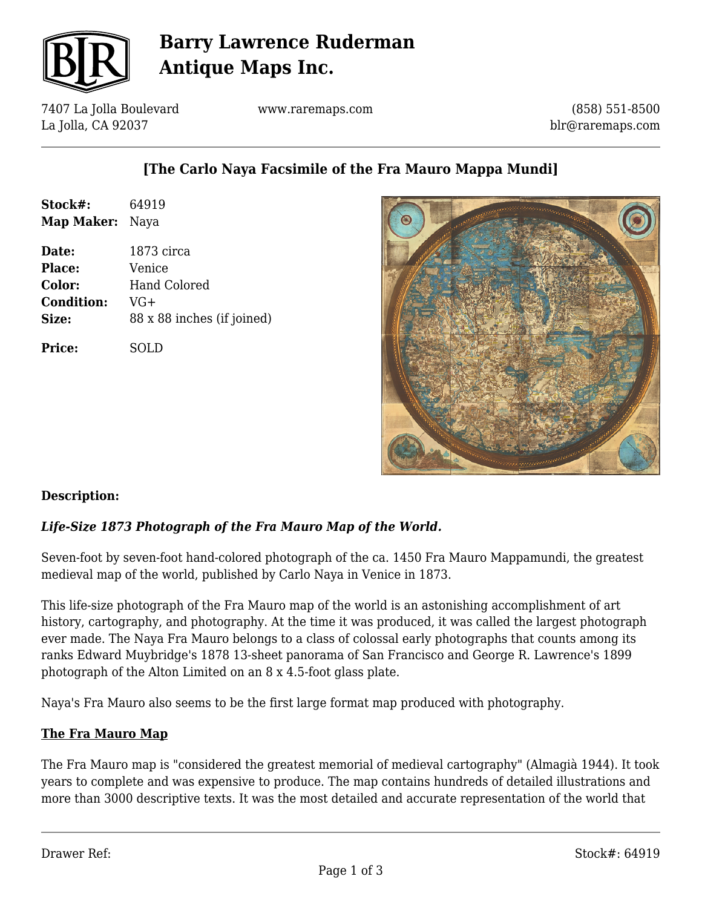# Barry Lawrence Ruderman Antique Maps Inc.

7407 La Jolla Boulevard
La Jolla, CA 92037

www.raremaps.com

(858) 551-8500
blr@raremaps.com

## [The Carlo Naya Facsimile of the Fra Mauro Mappa Mundi]

**Stock#:** 64919
**Map Maker:** Naya

**Date:** 1873 circa
**Place:** Venice
**Color:** Hand Colored
**Condition:** VG+
**Size:** 88 x 88 inches (if joined)

**Price:** SOLD

**Description:**

***Life-Size 1873 Photograph of the Fra Mauro Map of the World.***

Seven-foot by seven-foot hand-colored photograph of the ca. 1450 Fra Mauro Mappamundi, the greatest medieval map of the world, published by Carlo Naya in Venice in 1873.

This life-size photograph of the Fra Mauro map of the world is an astonishing accomplishment of art history, cartography, and photography. At the time it was produced, it was called the largest photograph ever made. The Naya Fra Mauro belongs to a class of colossal early photographs that counts among its ranks Edward Muybridge's 1878 13-sheet panorama of San Francisco and George R. Lawrence's 1899 photograph of the Alton Limited on an 8 x 4.5-foot glass plate.

Naya's Fra Mauro also seems to be the first large format map produced with photography.

### The Fra Mauro Map

The Fra Mauro map is "considered the greatest memorial of medieval cartography" (Almagià 1944). It took years to complete and was expensive to produce. The map contains hundreds of detailed illustrations and more than 3000 descriptive texts. It was the most detailed and accurate representation of the world that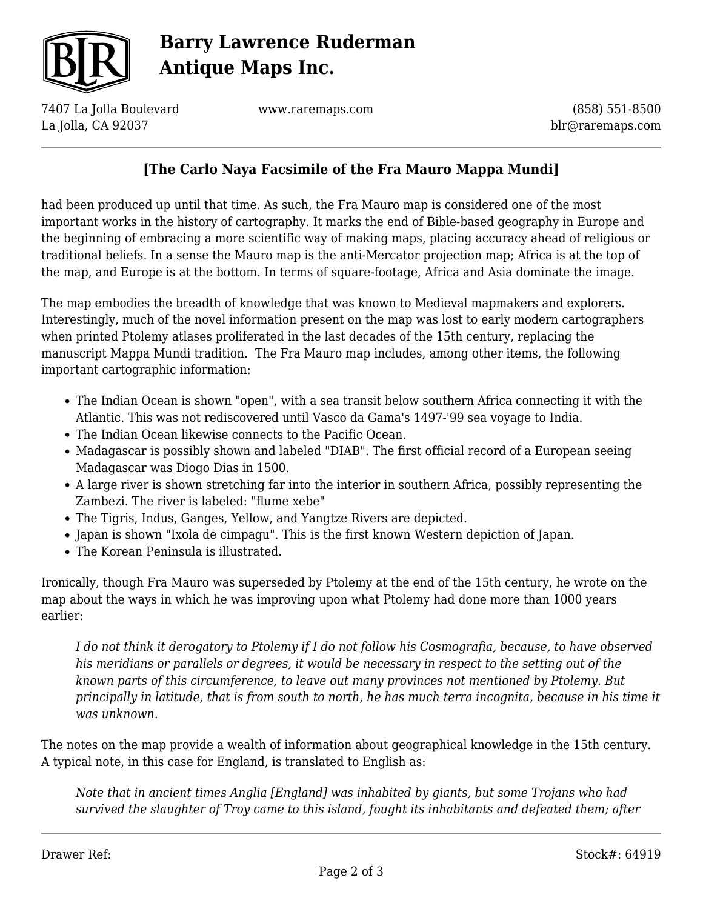had been produced up until that time. As such, the Fra Mauro map is considered one of the most important works in the history of cartography. It marks the end of Bible-based geography in Europe and the beginning of embracing a more scientific way of making maps, placing accuracy ahead of religious or traditional beliefs. In a sense the Mauro map is the anti-Mercator projection map; Africa is at the top of the map, and Europe is at the bottom. In terms of square-footage, Africa and Asia dominate the image.

The map embodies the breadth of knowledge that was known to Medieval mapmakers and explorers. Interestingly, much of the novel information present on the map was lost to early modern cartographers when printed Ptolemy atlases proliferated in the last decades of the 15th century, replacing the manuscript Mappa Mundi tradition. The Fra Mauro map includes, among other items, the following important cartographic information:

- The Indian Ocean is shown "open", with a sea transit below southern Africa connecting it with the Atlantic. This was not rediscovered until Vasco da Gama's 1497-'99 sea voyage to India.
- The Indian Ocean likewise connects to the Pacific Ocean.
- Madagascar is possibly shown and labeled "DIAB". The first official record of a European seeing Madagascar was Diogo Dias in 1500.
- A large river is shown stretching far into the interior in southern Africa, possibly representing the Zambezi. The river is labeled: "flume xebe"
- The Tigris, Indus, Ganges, Yellow, and Yangtze Rivers are depicted.
- Japan is shown "Ixola de cimpagu". This is the first known Western depiction of Japan.
- The Korean Peninsula is illustrated.

Ironically, though Fra Mauro was superseded by Ptolemy at the end of the 15th century, he wrote on the map about the ways in which he was improving upon what Ptolemy had done more than 1000 years earlier:

> *I do not think it derogatory to Ptolemy if I do not follow his Cosmografia, because, to have observed his meridians or parallels or degrees, it would be necessary in respect to the setting out of the known parts of this circumference, to leave out many provinces not mentioned by Ptolemy. But principally in latitude, that is from south to north, he has much terra incognita, because in his time it was unknown.*

The notes on the map provide a wealth of information about geographical knowledge in the 15th century. A typical note, in this case for England, is translated to English as:

> *Note that in ancient times Anglia [England] was inhabited by giants, but some Trojans who had survived the slaughter of Troy came to this island, fought its inhabitants and defeated them; after*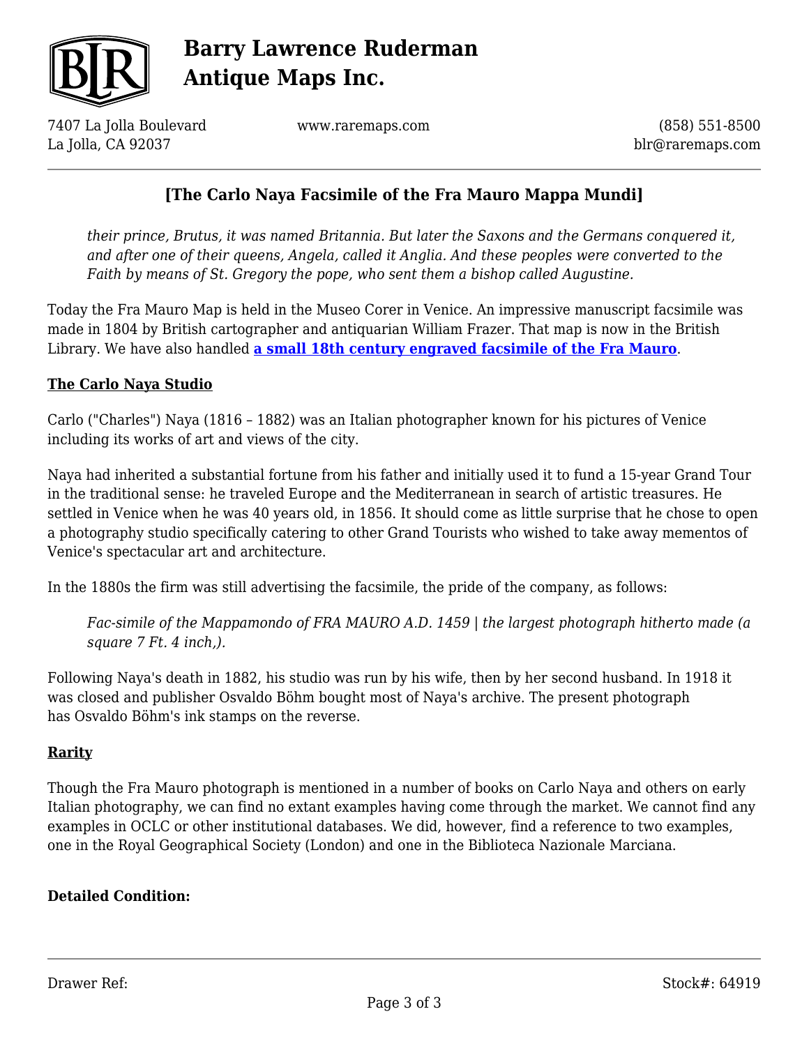*their prince, Brutus, it was named Britannia. But later the Saxons and the Germans conquered it, and after one of their queens, Angela, called it Anglia. And these peoples were converted to the Faith by means of St. Gregory the pope, who sent them a bishop called Augustine.*

Today the Fra Mauro Map is held in the Museo Corer in Venice. An impressive manuscript facsimile was made in 1804 by British cartographer and antiquarian William Frazer. That map is now in the British Library. We have also handled **a small 18th century engraved facsimile of the Fra Mauro**.

## The Carlo Naya Studio

Carlo ("Charles") Naya (1816 – 1882) was an Italian photographer known for his pictures of Venice including its works of art and views of the city.

Naya had inherited a substantial fortune from his father and initially used it to fund a 15-year Grand Tour in the traditional sense: he traveled Europe and the Mediterranean in search of artistic treasures. He settled in Venice when he was 40 years old, in 1856. It should come as little surprise that he chose to open a photography studio specifically catering to other Grand Tourists who wished to take away mementos of Venice's spectacular art and architecture.

In the 1880s the firm was still advertising the facsimile, the pride of the company, as follows:

*Fac-simile of the Mappamondo of FRA MAURO A.D. 1459 | the largest photograph hitherto made (a square 7 Ft. 4 inch,).*

Following Naya's death in 1882, his studio was run by his wife, then by her second husband. In 1918 it was closed and publisher Osvaldo Böhm bought most of Naya's archive. The present photograph has Osvaldo Böhm's ink stamps on the reverse.

## Rarity

Though the Fra Mauro photograph is mentioned in a number of books on Carlo Naya and others on early Italian photography, we can find no extant examples having come through the market. We cannot find any examples in OCLC or other institutional databases. We did, however, find a reference to two examples, one in the Royal Geographical Society (London) and one in the Biblioteca Nazionale Marciana.

**Detailed Condition:**